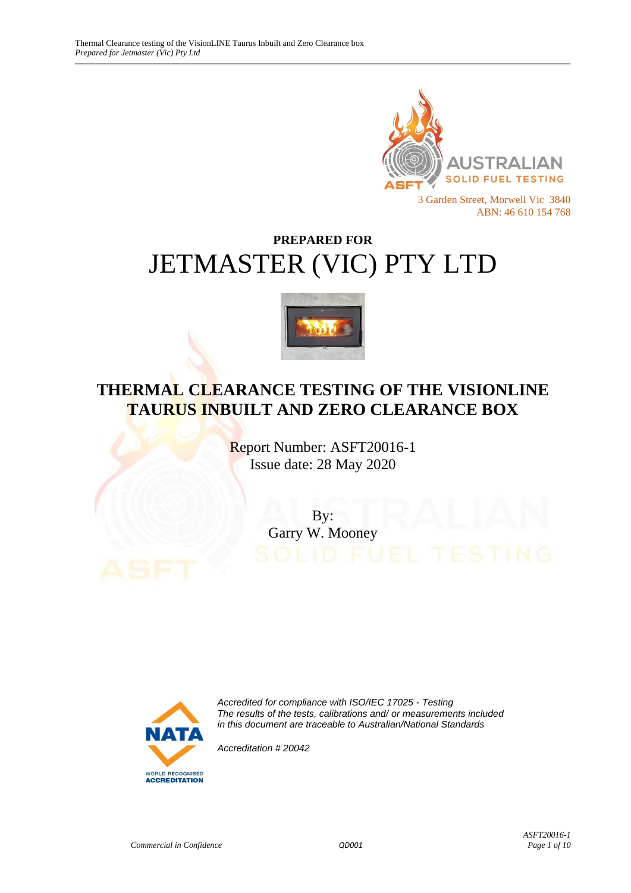AUSTRALIAN SOLID FUEL TESTING

3 Garden Street, Morwell Vic 3840
ABN: 46 610 154 768

**PREPARED FOR**

# JETMASTER (VIC) PTY LTD

## THERMAL CLEARANCE TESTING OF THE VISIONLINE TAURUS INBUILT AND ZERO CLEARANCE BOX

Report Number: ASFT20016-1
Issue date: 28 May 2020

By:
Garry W. Mooney

*Accredited for compliance with ISO/IEC 17025 - Testing*
*The results of the tests, calibrations and/ or measurements included in this document are traceable to Australian/National Standards*

*Accreditation # 20042*

*Commercial in Confidence*

QD001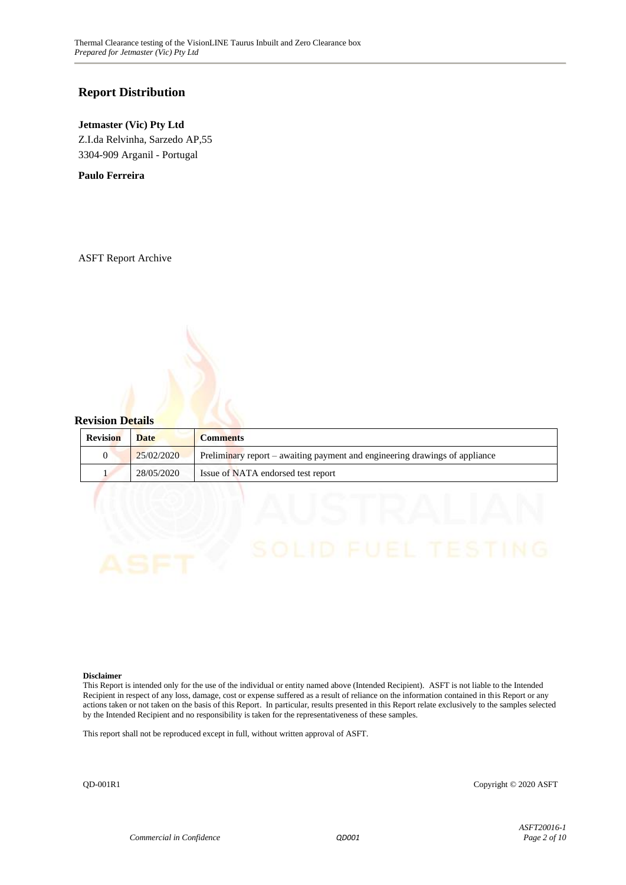## Report Distribution

**Jetmaster (Vic) Pty Ltd**
Z.I.da Relvinha, Sarzedo AP,55
3304-909 Arganil - Portugal

**Paulo Ferreira**

ASFT Report Archive

### Revision Details

| Revision | Date | Comments |
|---|---|---|
| 0 | 25/02/2020 | Preliminary report – awaiting payment and engineering drawings of appliance |
| 1 | 28/05/2020 | Issue of NATA endorsed test report |

**Disclaimer**
This Report is intended only for the use of the individual or entity named above (Intended Recipient). ASFT is not liable to the Intended Recipient in respect of any loss, damage, cost or expense suffered as a result of reliance on the information contained in this Report or any actions taken or not taken on the basis of this Report. In particular, results presented in this Report relate exclusively to the samples selected by the Intended Recipient and no responsibility is taken for the representativeness of these samples.

This report shall not be reproduced except in full, without written approval of ASFT.

QD-001R1 Copyright © 2020 ASFT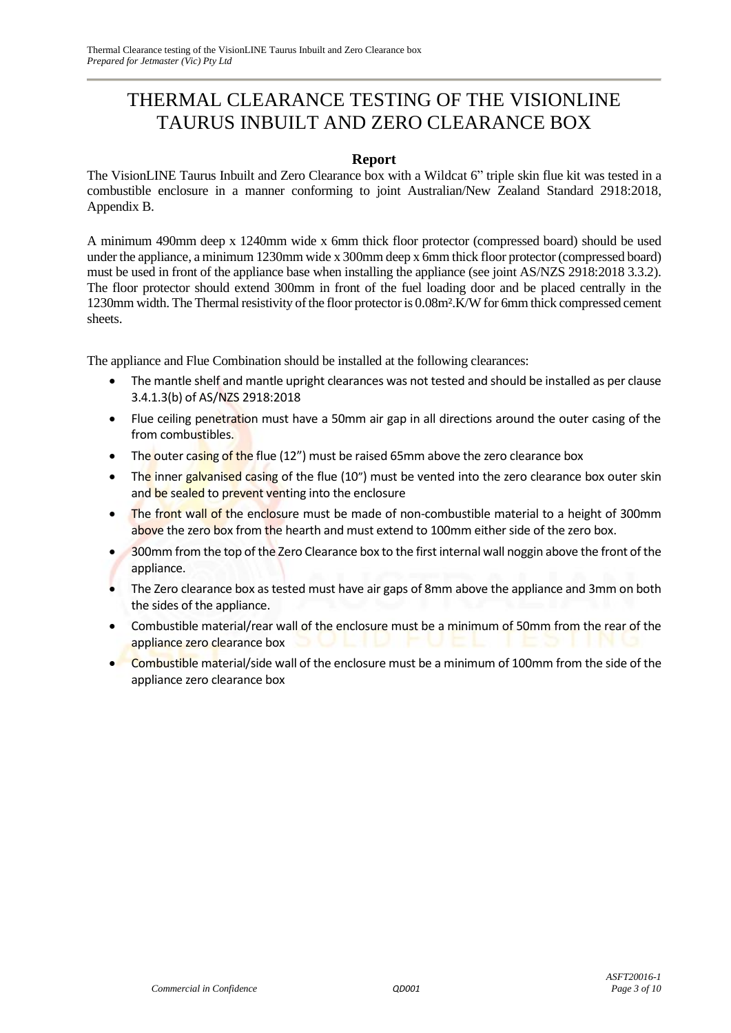# THERMAL CLEARANCE TESTING OF THE VISIONLINE TAURUS INBUILT AND ZERO CLEARANCE BOX

## Report

The VisionLINE Taurus Inbuilt and Zero Clearance box with a Wildcat 6" triple skin flue kit was tested in a combustible enclosure in a manner conforming to joint Australian/New Zealand Standard 2918:2018, Appendix B.

A minimum 490mm deep x 1240mm wide x 6mm thick floor protector (compressed board) should be used under the appliance, a minimum 1230mm wide x 300mm deep x 6mm thick floor protector (compressed board) must be used in front of the appliance base when installing the appliance (see joint AS/NZS 2918:2018 3.3.2). The floor protector should extend 300mm in front of the fuel loading door and be placed centrally in the 1230mm width. The Thermal resistivity of the floor protector is 0.08m².K/W for 6mm thick compressed cement sheets.

The appliance and Flue Combination should be installed at the following clearances:

- The mantle shelf and mantle upright clearances was not tested and should be installed as per clause 3.4.1.3(b) of AS/NZS 2918:2018
- Flue ceiling penetration must have a 50mm air gap in all directions around the outer casing of the from combustibles.
- The outer casing of the flue (12") must be raised 65mm above the zero clearance box
- The inner galvanised casing of the flue (10") must be vented into the zero clearance box outer skin and be sealed to prevent venting into the enclosure
- The front wall of the enclosure must be made of non-combustible material to a height of 300mm above the zero box from the hearth and must extend to 100mm either side of the zero box.
- 300mm from the top of the Zero Clearance box to the first internal wall noggin above the front of the appliance.
- The Zero clearance box as tested must have air gaps of 8mm above the appliance and 3mm on both the sides of the appliance.
- Combustible material/rear wall of the enclosure must be a minimum of 50mm from the rear of the appliance zero clearance box
- Combustible material/side wall of the enclosure must be a minimum of 100mm from the side of the appliance zero clearance box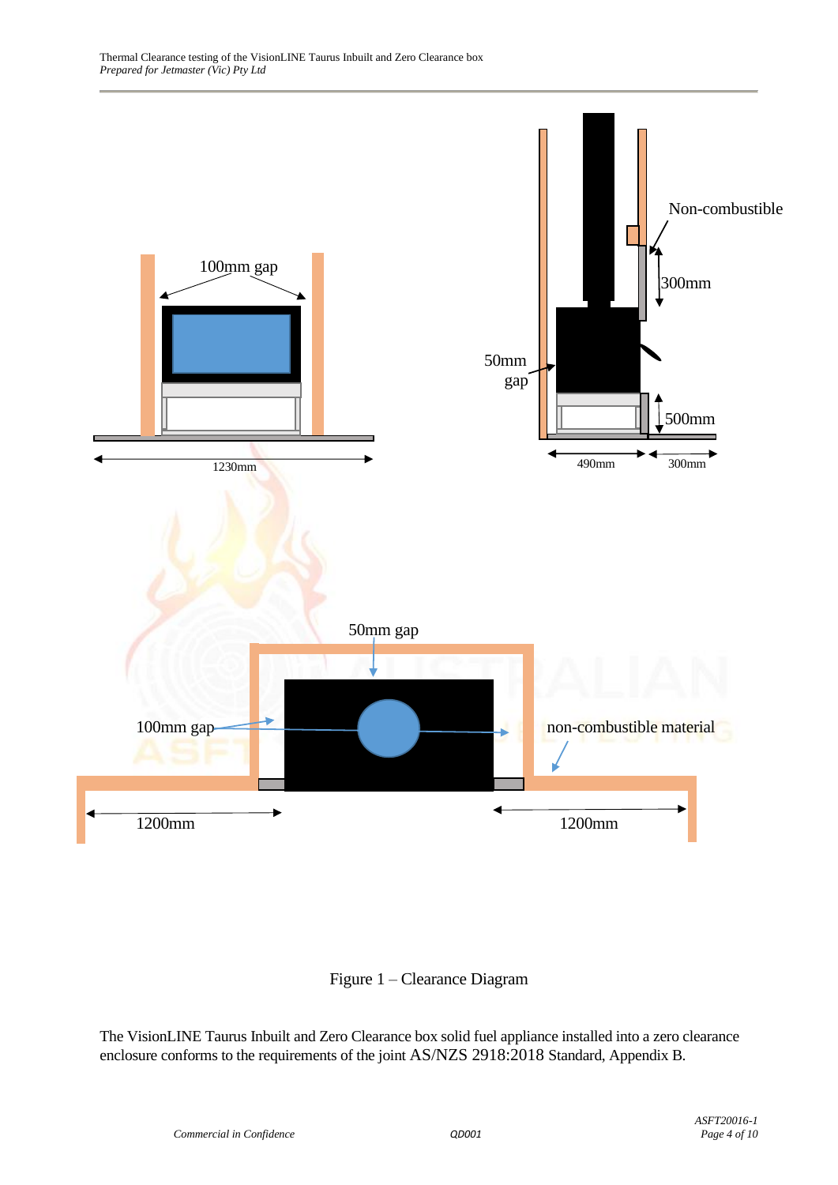100mm gap

1230mm

Non-combustible

300mm

50mm gap

500mm

490mm

300mm

50mm gap

100mm gap

non-combustible material

1200mm

1200mm

Figure 1 – Clearance Diagram

The VisionLINE Taurus Inbuilt and Zero Clearance box solid fuel appliance installed into a zero clearance enclosure conforms to the requirements of the joint AS/NZS 2918:2018 Standard, Appendix B.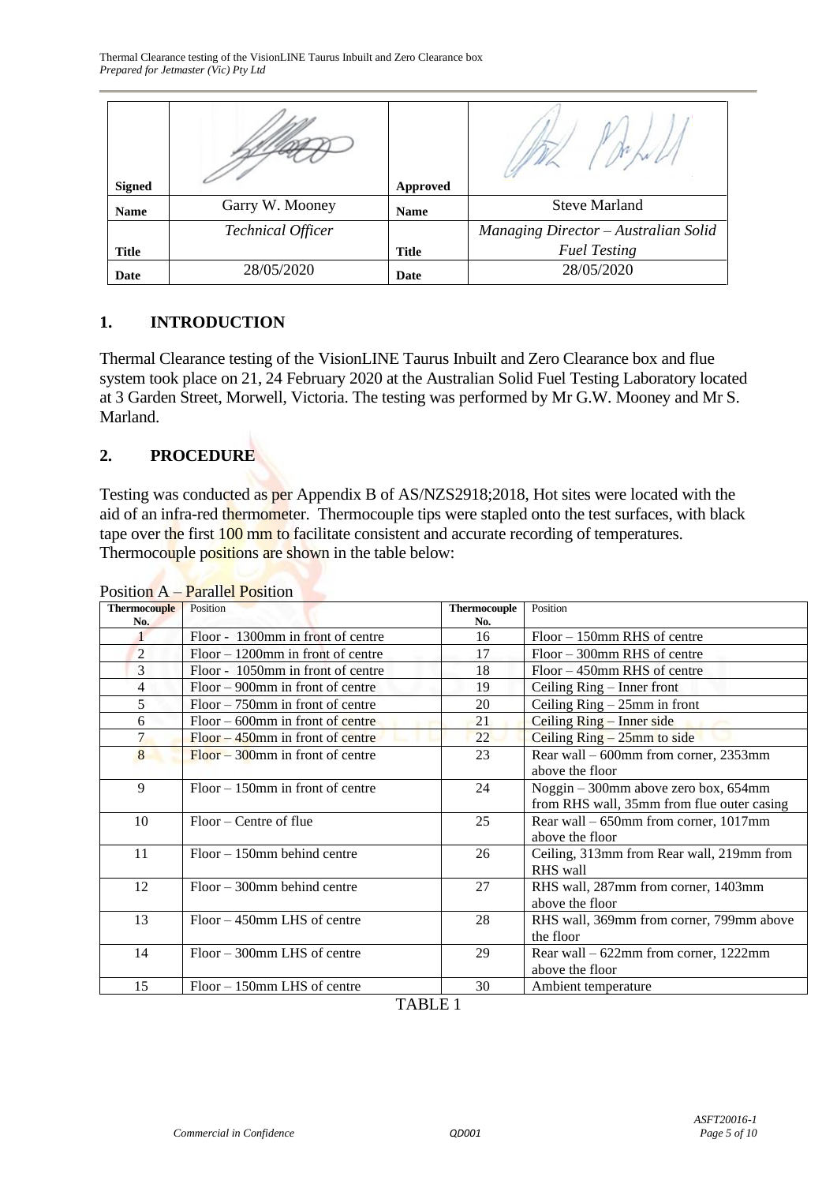| Signed | | Approved | |
|---|---|---|---|
| Name | Garry W. Mooney | Name | Steve Marland |
| Title | *Technical Officer* | Title | *Managing Director – Australian Solid Fuel Testing* |
| Date | 28/05/2020 | Date | 28/05/2020 |

## 1. INTRODUCTION

Thermal Clearance testing of the VisionLINE Taurus Inbuilt and Zero Clearance box and flue system took place on 21, 24 February 2020 at the Australian Solid Fuel Testing Laboratory located at 3 Garden Street, Morwell, Victoria. The testing was performed by Mr G.W. Mooney and Mr S. Marland.

## 2. PROCEDURE

Testing was conducted as per Appendix B of AS/NZS2918;2018, Hot sites were located with the aid of an infra-red thermometer. Thermocouple tips were stapled onto the test surfaces, with black tape over the first 100 mm to facilitate consistent and accurate recording of temperatures. Thermocouple positions are shown in the table below:

Position A – Parallel Position

| Thermocouple No. | Position | Thermocouple No. | Position |
|---|---|---|---|
| 1 | Floor - 1300mm in front of centre | 16 | Floor – 150mm RHS of centre |
| 2 | Floor – 1200mm in front of centre | 17 | Floor – 300mm RHS of centre |
| 3 | Floor - 1050mm in front of centre | 18 | Floor – 450mm RHS of centre |
| 4 | Floor – 900mm in front of centre | 19 | Ceiling Ring – Inner front |
| 5 | Floor – 750mm in front of centre | 20 | Ceiling Ring – 25mm in front |
| 6 | Floor – 600mm in front of centre | 21 | Ceiling Ring – Inner side |
| 7 | Floor – 450mm in front of centre | 22 | Ceiling Ring – 25mm to side |
| 8 | Floor – 300mm in front of centre | 23 | Rear wall – 600mm from corner, 2353mm above the floor |
| 9 | Floor – 150mm in front of centre | 24 | Noggin – 300mm above zero box, 654mm from RHS wall, 35mm from flue outer casing |
| 10 | Floor – Centre of flue | 25 | Rear wall – 650mm from corner, 1017mm above the floor |
| 11 | Floor – 150mm behind centre | 26 | Ceiling, 313mm from Rear wall, 219mm from RHS wall |
| 12 | Floor – 300mm behind centre | 27 | RHS wall, 287mm from corner, 1403mm above the floor |
| 13 | Floor – 450mm LHS of centre | 28 | RHS wall, 369mm from corner, 799mm above the floor |
| 14 | Floor – 300mm LHS of centre | 29 | Rear wall – 622mm from corner, 1222mm above the floor |
| 15 | Floor – 150mm LHS of centre | 30 | Ambient temperature |

TABLE 1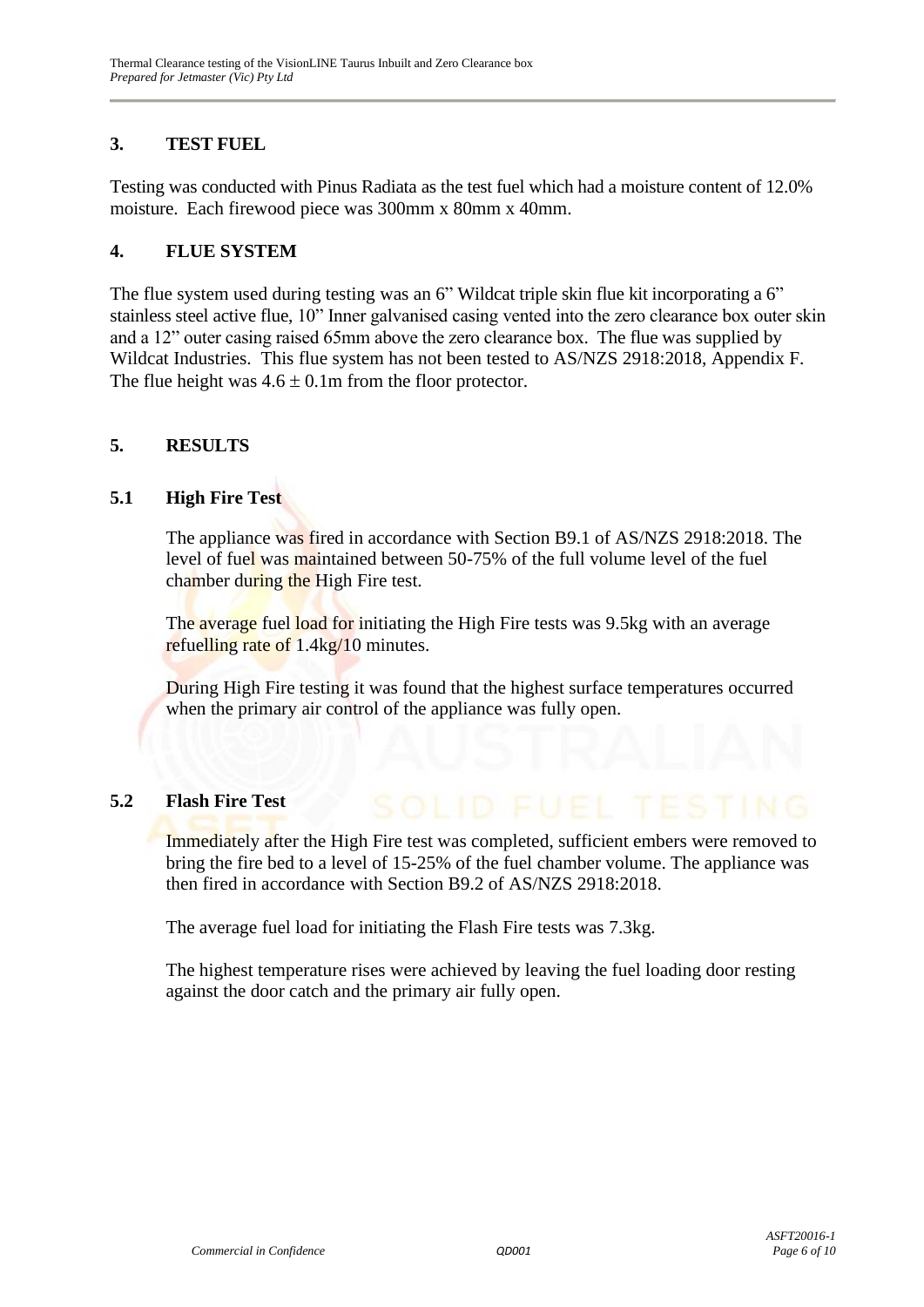## 3. TEST FUEL

Testing was conducted with Pinus Radiata as the test fuel which had a moisture content of 12.0% moisture. Each firewood piece was 300mm x 80mm x 40mm.

## 4. FLUE SYSTEM

The flue system used during testing was an 6" Wildcat triple skin flue kit incorporating a 6" stainless steel active flue, 10" Inner galvanised casing vented into the zero clearance box outer skin and a 12" outer casing raised 65mm above the zero clearance box. The flue was supplied by Wildcat Industries. This flue system has not been tested to AS/NZS 2918:2018, Appendix F. The flue height was $4.6 \pm 0.1$m from the floor protector.

## 5. RESULTS

### 5.1 High Fire Test

The appliance was fired in accordance with Section B9.1 of AS/NZS 2918:2018. The level of fuel was maintained between 50-75% of the full volume level of the fuel chamber during the High Fire test.

The average fuel load for initiating the High Fire tests was 9.5kg with an average refuelling rate of 1.4kg/10 minutes.

During High Fire testing it was found that the highest surface temperatures occurred when the primary air control of the appliance was fully open.

### 5.2 Flash Fire Test

Immediately after the High Fire test was completed, sufficient embers were removed to bring the fire bed to a level of 15-25% of the fuel chamber volume. The appliance was then fired in accordance with Section B9.2 of AS/NZS 2918:2018.

The average fuel load for initiating the Flash Fire tests was 7.3kg.

The highest temperature rises were achieved by leaving the fuel loading door resting against the door catch and the primary air fully open.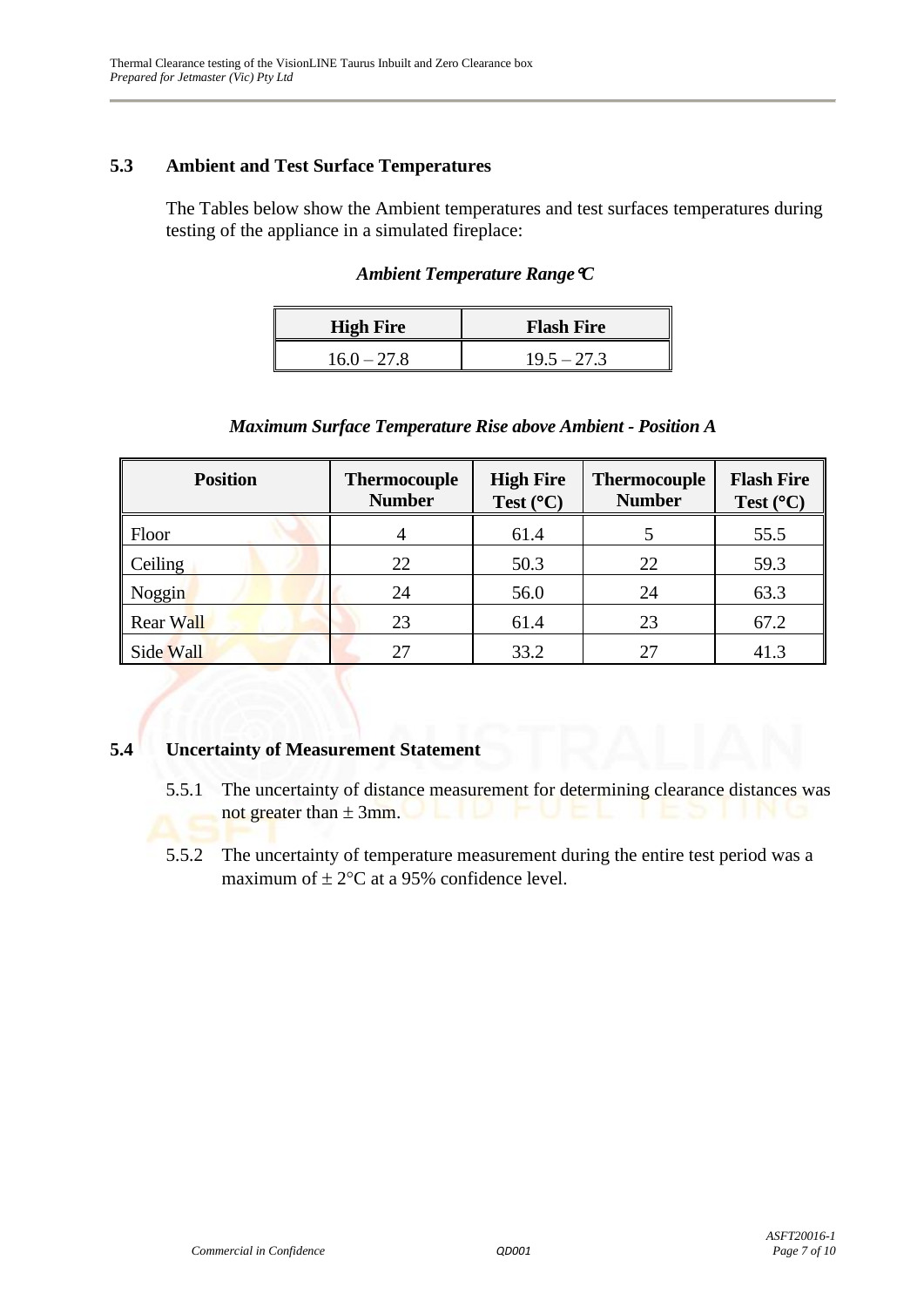## 5.3 Ambient and Test Surface Temperatures

The Tables below show the Ambient temperatures and test surfaces temperatures during testing of the appliance in a simulated fireplace:

***Ambient Temperature Range °C***

| High Fire | Flash Fire |
|---|---|
| 16.0 – 27.8 | 19.5 – 27.3 |

***Maximum Surface Temperature Rise above Ambient - Position A***

| Position | Thermocouple Number | High Fire Test (°C) | Thermocouple Number | Flash Fire Test (°C) |
|---|---|---|---|---|
| Floor | 4 | 61.4 | 5 | 55.5 |
| Ceiling | 22 | 50.3 | 22 | 59.3 |
| Noggin | 24 | 56.0 | 24 | 63.3 |
| Rear Wall | 23 | 61.4 | 23 | 67.2 |
| Side Wall | 27 | 33.2 | 27 | 41.3 |

## 5.4 Uncertainty of Measurement Statement

5.5.1 The uncertainty of distance measurement for determining clearance distances was not greater than ± 3mm.

5.5.2 The uncertainty of temperature measurement during the entire test period was a maximum of ± 2°C at a 95% confidence level.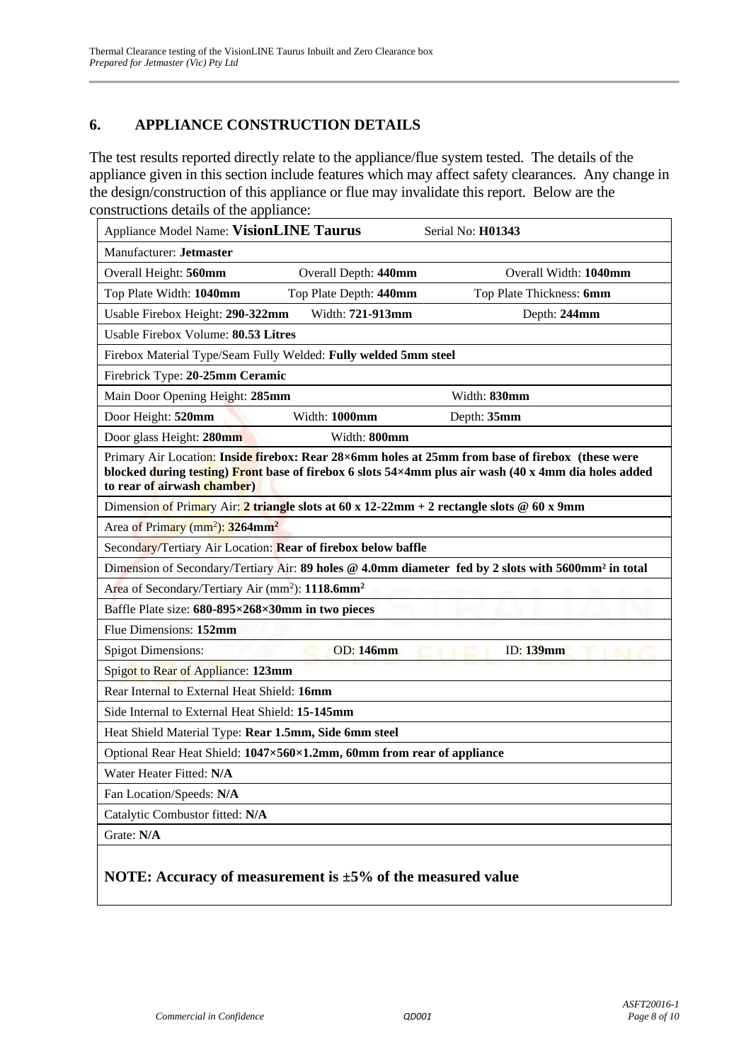## 6. APPLIANCE CONSTRUCTION DETAILS

The test results reported directly relate to the appliance/flue system tested. The details of the appliance given in this section include features which may affect safety clearances. Any change in the design/construction of this appliance or flue may invalidate this report. Below are the constructions details of the appliance:

| | | |
|---|---|---|
| Appliance Model Name: **VisionLINE Taurus** | | Serial No: **H01343** |
| Manufacturer: **Jetmaster** | | |
| Overall Height: **560mm** | Overall Depth: **440mm** | Overall Width: **1040mm** |
| Top Plate Width: **1040mm** | Top Plate Depth: **440mm** | Top Plate Thickness: **6mm** |
| Usable Firebox Height: **290-322mm** | Width: **721-913mm** | Depth: **244mm** |
| Usable Firebox Volume: **80.53 Litres** | | |
| Firebox Material Type/Seam Fully Welded: **Fully welded 5mm steel** | | |
| Firebrick Type: **20-25mm Ceramic** | | |
| Main Door Opening Height: **285mm** | | Width: **830mm** |
| Door Height: **520mm** | Width: **1000mm** | Depth: **35mm** |
| Door glass Height: **280mm** | Width: **800mm** | |
| Primary Air Location: **Inside firebox: Rear 28×6mm holes at 25mm from base of firebox (these were blocked during testing) Front base of firebox 6 slots 54×4mm plus air wash (40 x 4mm dia holes added to rear of airwash chamber)** | | |
| Dimension of Primary Air: **2 triangle slots at 60 x 12-22mm + 2 rectangle slots @ 60 x 9mm** | | |
| Area of Primary ($mm^2$): **3264mm$^2$** | | |
| Secondary/Tertiary Air Location: **Rear of firebox below baffle** | | |
| Dimension of Secondary/Tertiary Air: **89 holes @ 4.0mm diameter fed by 2 slots with 5600mm$^2$ in total** | | |
| Area of Secondary/Tertiary Air ($mm^2$): **1118.6mm$^2$** | | |
| Baffle Plate size: **680-895×268×30mm in two pieces** | | |
| Flue Dimensions: **152mm** | | |
| Spigot Dimensions: | OD: **146mm** | ID: **139mm** |
| Spigot to Rear of Appliance: **123mm** | | |
| Rear Internal to External Heat Shield: **16mm** | | |
| Side Internal to External Heat Shield: **15-145mm** | | |
| Heat Shield Material Type: **Rear 1.5mm, Side 6mm steel** | | |
| Optional Rear Heat Shield: **1047×560×1.2mm, 60mm from rear of appliance** | | |
| Water Heater Fitted: **N/A** | | |
| Fan Location/Speeds: **N/A** | | |
| Catalytic Combustor fitted: **N/A** | | |
| Grate: **N/A** | | |

**NOTE: Accuracy of measurement is ±5% of the measured value**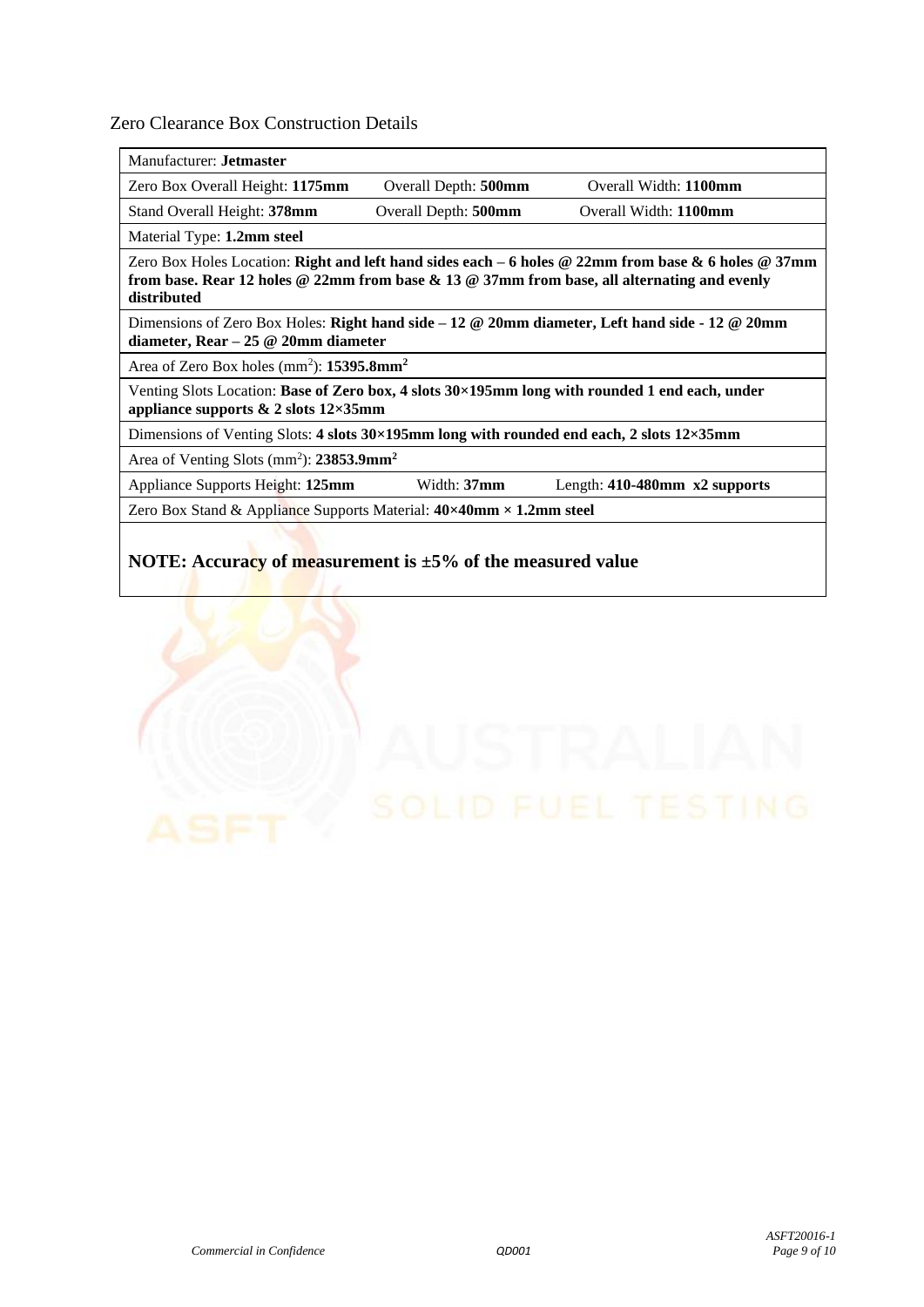Zero Clearance Box Construction Details

| Manufacturer: **Jetmaster** | | |
|---|---|---|
| Zero Box Overall Height: **1175mm** | Overall Depth: **500mm** | Overall Width: **1100mm** |
| Stand Overall Height: **378mm** | Overall Depth: **500mm** | Overall Width: **1100mm** |
| Material Type: **1.2mm steel** | | |
| Zero Box Holes Location: **Right and left hand sides each – 6 holes @ 22mm from base & 6 holes @ 37mm from base. Rear 12 holes @ 22mm from base & 13 @ 37mm from base, all alternating and evenly distributed** | | |
| Dimensions of Zero Box Holes: **Right hand side – 12 @ 20mm diameter, Left hand side - 12 @ 20mm diameter, Rear – 25 @ 20mm diameter** | | |
| Area of Zero Box holes ($mm^2$): **15395.8mm²** | | |
| Venting Slots Location: **Base of Zero box, 4 slots 30×195mm long with rounded 1 end each, under appliance supports & 2 slots 12×35mm** | | |
| Dimensions of Venting Slots: **4 slots 30×195mm long with rounded end each, 2 slots 12×35mm** | | |
| Area of Venting Slots ($mm^2$): **23853.9mm²** | | |
| Appliance Supports Height: **125mm** | Width: **37mm** | Length: **410-480mm x2 supports** |
| Zero Box Stand & Appliance Supports Material: **40×40mm × 1.2mm steel** | | |
| **NOTE: Accuracy of measurement is ±5% of the measured value** | | |

*Commercial in Confidence* QD001 *ASFT20016-1*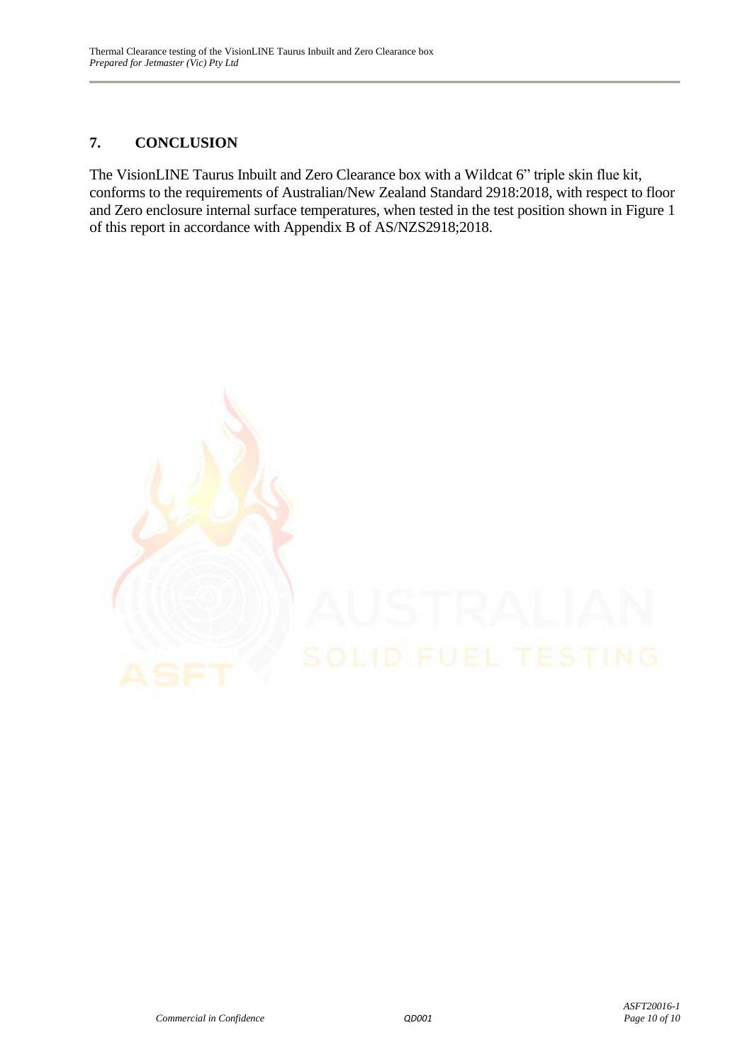## 7. CONCLUSION

The VisionLINE Taurus Inbuilt and Zero Clearance box with a Wildcat 6" triple skin flue kit, conforms to the requirements of Australian/New Zealand Standard 2918:2018, with respect to floor and Zero enclosure internal surface temperatures, when tested in the test position shown in Figure 1 of this report in accordance with Appendix B of AS/NZS2918;2018.